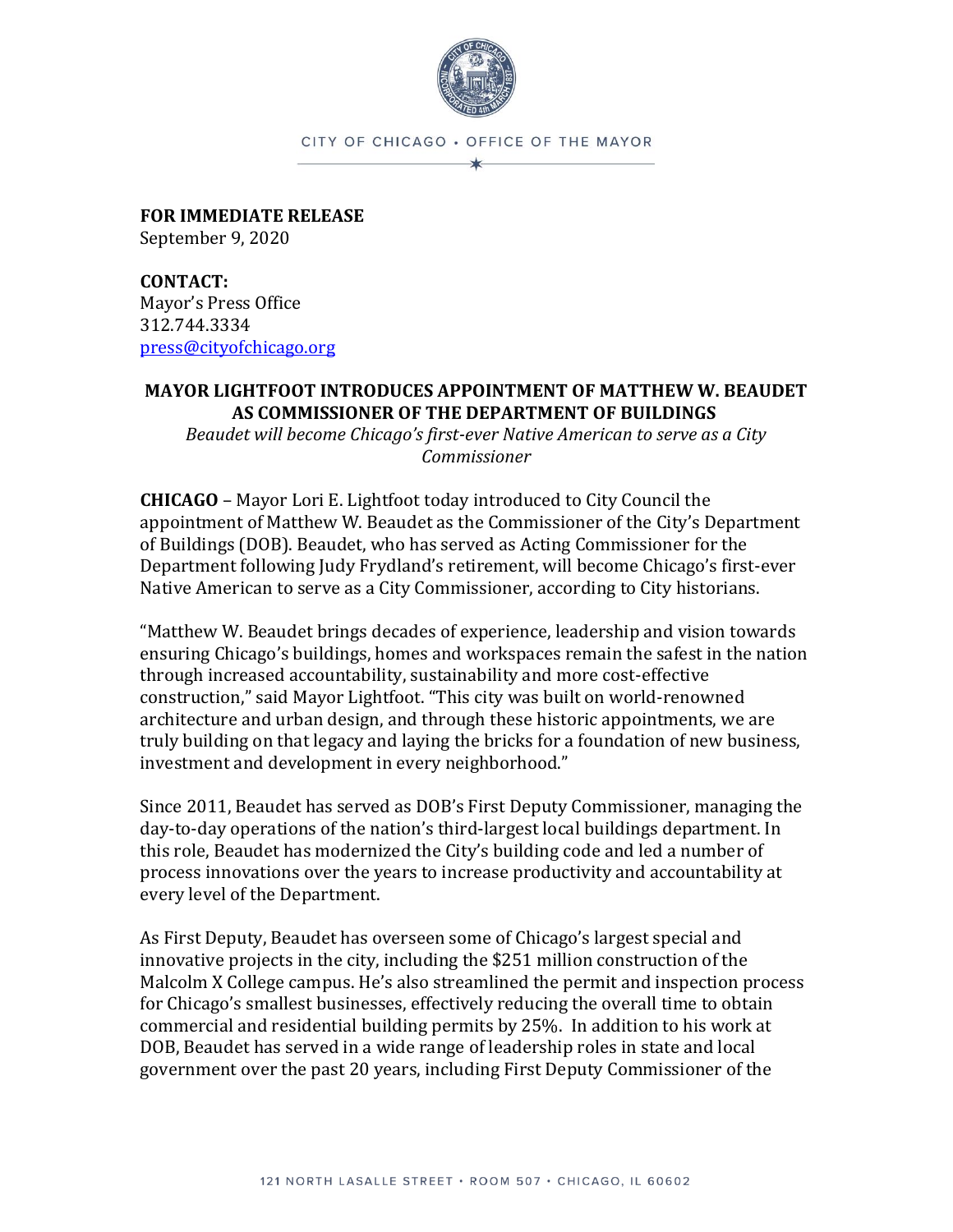CITY OF CHICAGO • OFFICE OF THE MAYOR

**FOR IMMEDIATE RELEASE**
September 9, 2020

**CONTACT:**
Mayor's Press Office
312.744.3334
press@cityofchicago.org

## MAYOR LIGHTFOOT INTRODUCES APPOINTMENT OF MATTHEW W. BEAUDET AS COMMISSIONER OF THE DEPARTMENT OF BUILDINGS

*Beaudet will become Chicago's first-ever Native American to serve as a City Commissioner*

**CHICAGO** – Mayor Lori E. Lightfoot today introduced to City Council the appointment of Matthew W. Beaudet as the Commissioner of the City's Department of Buildings (DOB). Beaudet, who has served as Acting Commissioner for the Department following Judy Frydland's retirement, will become Chicago's first-ever Native American to serve as a City Commissioner, according to City historians.

"Matthew W. Beaudet brings decades of experience, leadership and vision towards ensuring Chicago's buildings, homes and workspaces remain the safest in the nation through increased accountability, sustainability and more cost-effective construction," said Mayor Lightfoot. "This city was built on world-renowned architecture and urban design, and through these historic appointments, we are truly building on that legacy and laying the bricks for a foundation of new business, investment and development in every neighborhood."

Since 2011, Beaudet has served as DOB's First Deputy Commissioner, managing the day-to-day operations of the nation's third-largest local buildings department. In this role, Beaudet has modernized the City's building code and led a number of process innovations over the years to increase productivity and accountability at every level of the Department.

As First Deputy, Beaudet has overseen some of Chicago's largest special and innovative projects in the city, including the $251 million construction of the Malcolm X College campus. He's also streamlined the permit and inspection process for Chicago's smallest businesses, effectively reducing the overall time to obtain commercial and residential building permits by 25%. In addition to his work at DOB, Beaudet has served in a wide range of leadership roles in state and local government over the past 20 years, including First Deputy Commissioner of the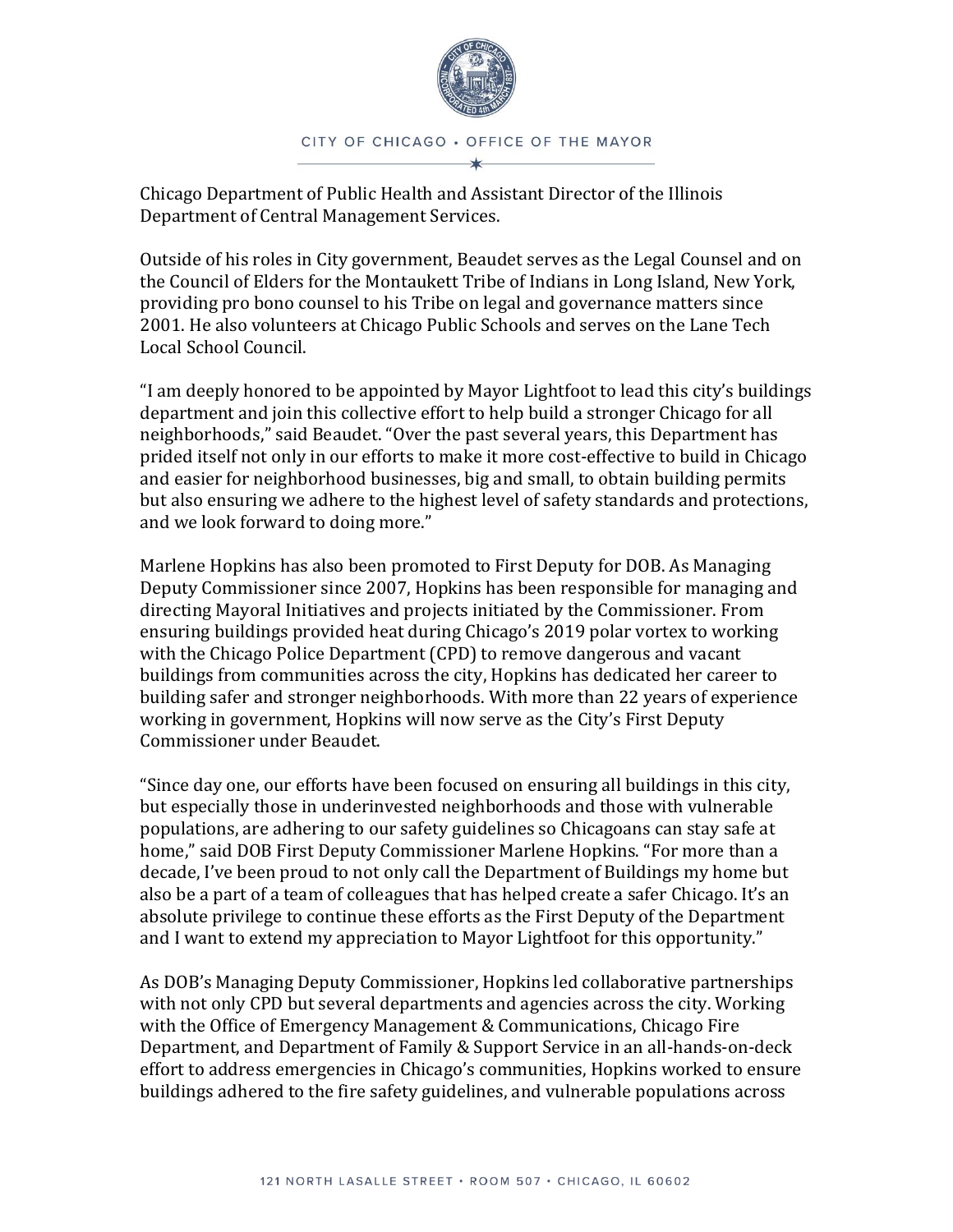Chicago Department of Public Health and Assistant Director of the Illinois Department of Central Management Services.

Outside of his roles in City government, Beaudet serves as the Legal Counsel and on the Council of Elders for the Montaukett Tribe of Indians in Long Island, New York, providing pro bono counsel to his Tribe on legal and governance matters since 2001. He also volunteers at Chicago Public Schools and serves on the Lane Tech Local School Council.

"I am deeply honored to be appointed by Mayor Lightfoot to lead this city's buildings department and join this collective effort to help build a stronger Chicago for all neighborhoods," said Beaudet. "Over the past several years, this Department has prided itself not only in our efforts to make it more cost-effective to build in Chicago and easier for neighborhood businesses, big and small, to obtain building permits but also ensuring we adhere to the highest level of safety standards and protections, and we look forward to doing more."

Marlene Hopkins has also been promoted to First Deputy for DOB. As Managing Deputy Commissioner since 2007, Hopkins has been responsible for managing and directing Mayoral Initiatives and projects initiated by the Commissioner. From ensuring buildings provided heat during Chicago's 2019 polar vortex to working with the Chicago Police Department (CPD) to remove dangerous and vacant buildings from communities across the city, Hopkins has dedicated her career to building safer and stronger neighborhoods. With more than 22 years of experience working in government, Hopkins will now serve as the City's First Deputy Commissioner under Beaudet.

"Since day one, our efforts have been focused on ensuring all buildings in this city, but especially those in underinvested neighborhoods and those with vulnerable populations, are adhering to our safety guidelines so Chicagoans can stay safe at home," said DOB First Deputy Commissioner Marlene Hopkins. "For more than a decade, I've been proud to not only call the Department of Buildings my home but also be a part of a team of colleagues that has helped create a safer Chicago. It's an absolute privilege to continue these efforts as the First Deputy of the Department and I want to extend my appreciation to Mayor Lightfoot for this opportunity."

As DOB's Managing Deputy Commissioner, Hopkins led collaborative partnerships with not only CPD but several departments and agencies across the city. Working with the Office of Emergency Management & Communications, Chicago Fire Department, and Department of Family & Support Service in an all-hands-on-deck effort to address emergencies in Chicago's communities, Hopkins worked to ensure buildings adhered to the fire safety guidelines, and vulnerable populations across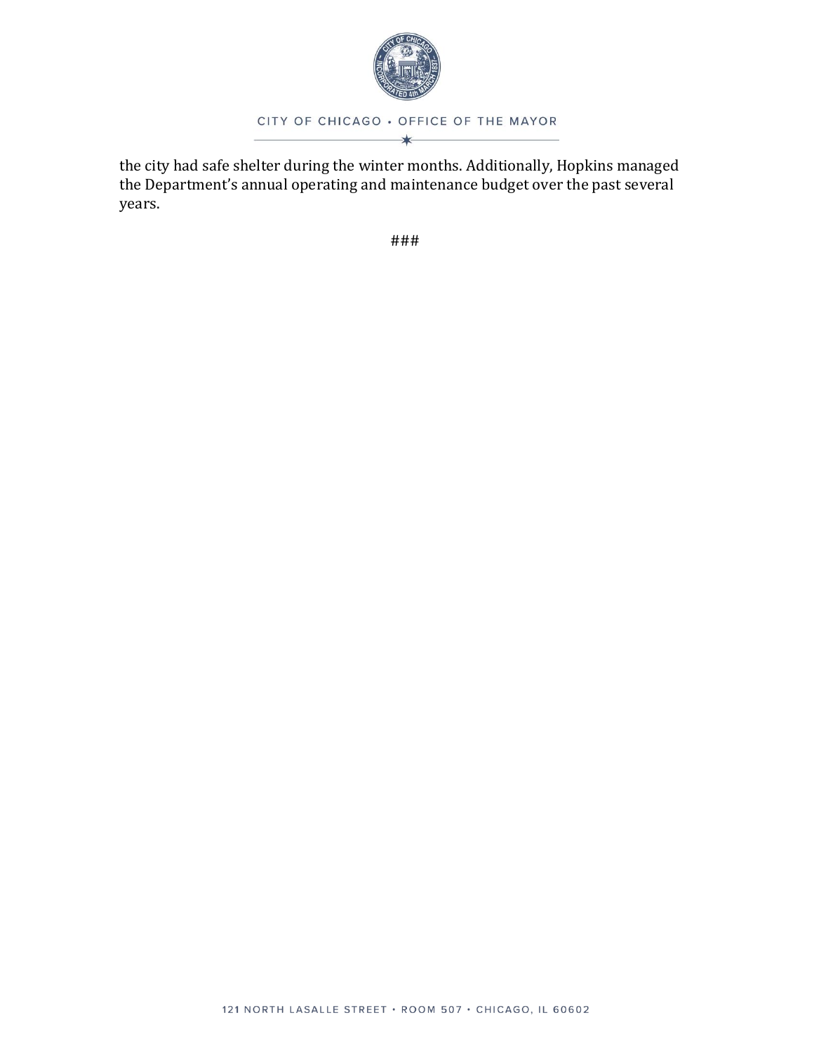the city had safe shelter during the winter months. Additionally, Hopkins managed the Department's annual operating and maintenance budget over the past several years.

###